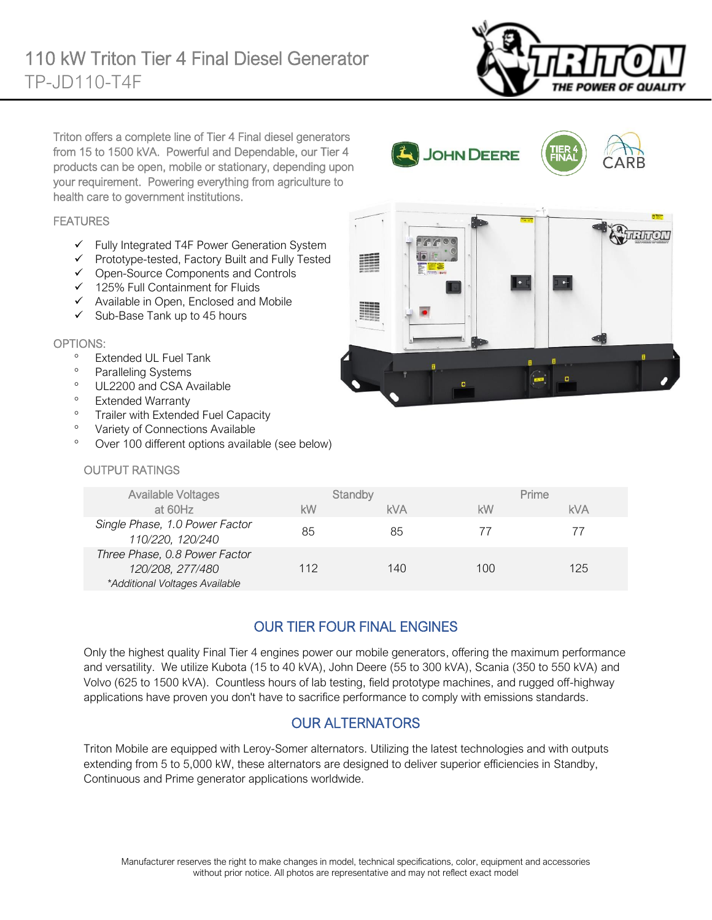# 110 kW Triton Tier 4 Final Diesel Generator

TP-JD110-T4F

Triton offers a complete line of Tier 4 Final diesel generators from 15 to 1500 kVA. Powerful and Dependable, our Tier 4 products can be open, mobile or stationary, depending upon your requirement. Powering everything from agriculture to health care to government institutions.

## FEATURES

- ✓ Fully Integrated T4F Power Generation System
- ✓ Prototype-tested, Factory Built and Fully Tested
- ✓ Open-Source Components and Controls
- ✓ 125% Full Containment for Fluids
- ✓ Available in Open, Enclosed and Mobile
- ✓ Sub-Base Tank up to 45 hours

## OPTIONS:

- Extended UL Fuel Tank
- Paralleling Systems
- UL2200 and CSA Available
- Extended Warranty
- Trailer with Extended Fuel Capacity
- Variety of Connections Available
- Over 100 different options available (see below)

## OUTPUT RATINGS

| Available Voltages at 60Hz | Standby | | Prime | |
|---|---|---|---|---|
| | kW | kVA | kW | kVA |
| *Single Phase, 1.0 Power Factor 110/220, 120/240* | 85 | 85 | 77 | 77 |
| *Three Phase, 0.8 Power Factor 120/208, 277/480 \*Additional Voltages Available* | 112 | 140 | 100 | 125 |

## OUR TIER FOUR FINAL ENGINES

Only the highest quality Final Tier 4 engines power our mobile generators, offering the maximum performance and versatility. We utilize Kubota (15 to 40 kVA), John Deere (55 to 300 kVA), Scania (350 to 550 kVA) and Volvo (625 to 1500 kVA). Countless hours of lab testing, field prototype machines, and rugged off-highway applications have proven you don't have to sacrifice performance to comply with emissions standards.

## OUR ALTERNATORS

Triton Mobile are equipped with Leroy-Somer alternators. Utilizing the latest technologies and with outputs extending from 5 to 5,000 kW, these alternators are designed to deliver superior efficiencies in Standby, Continuous and Prime generator applications worldwide.

Manufacturer reserves the right to make changes in model, technical specifications, color, equipment and accessories without prior notice. All photos are representative and may not reflect exact model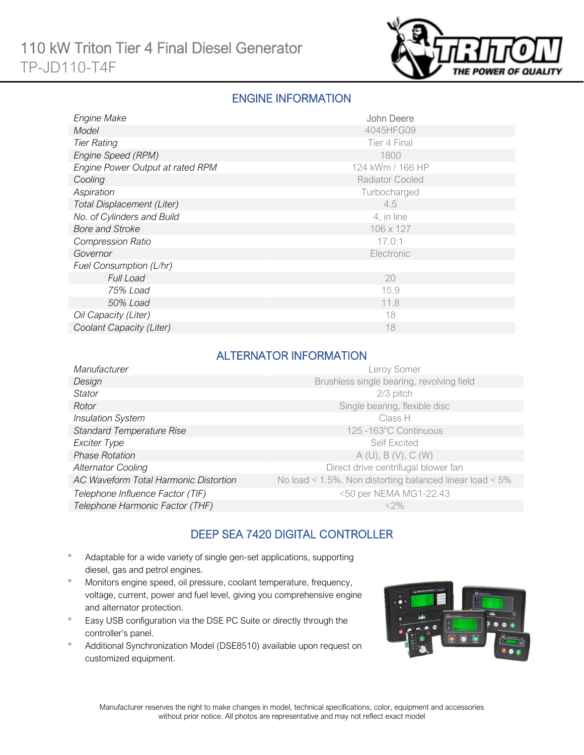# 110 kW Triton Tier 4 Final Diesel Generator

TP-JD110-T4F

## ENGINE INFORMATION

| | |
|---|---|
| *Engine Make* | John Deere |
| *Model* | 4045HFG09 |
| *Tier Rating* | Tier 4 Final |
| *Engine Speed (RPM)* | 1800 |
| *Engine Power Output at rated RPM* | 124 kWm / 166 HP |
| *Cooling* | Radiator Cooled |
| *Aspiration* | Turbocharged |
| *Total Displacement (Liter)* | 4.5 |
| *No. of Cylinders and Build* | 4, in line |
| *Bore and Stroke* | 106 x 127 |
| *Compression Ratio* | 17.0:1 |
| *Governor* | Electronic |
| *Fuel Consumption (L/hr)* | |
| *Full Load* | 20 |
| *75% Load* | 15.9 |
| *50% Load* | 11.8 |
| *Oil Capacity (Liter)* | 18 |
| *Coolant Capacity (Liter)* | 18 |

## ALTERNATOR INFORMATION

| | |
|---|---|
| *Manufacturer* | Leroy Somer |
| *Design* | Brushless single bearing, revolving field |
| *Stator* | 2/3 pitch |
| *Rotor* | Single bearing, flexible disc |
| *Insulation System* | Class H |
| *Standard Temperature Rise* | 125 -163°C Continuous |
| *Exciter Type* | Self Excited |
| *Phase Rotation* | A (U), B (V), C (W) |
| *Alternator Cooling* | Direct drive centrifugal blower fan |
| *AC Waveform Total Harmonic Distortion* | No load < 1.5%. Non distorting balanced linear load < 5% |
| *Telephone Influence Factor (TIF)* | <50 per NEMA MG1-22.43 |
| *Telephone Harmonic Factor (THF)* | <2% |

## DEEP SEA 7420 DIGITAL CONTROLLER

- Adaptable for a wide variety of single gen-set applications, supporting diesel, gas and petrol engines.
- Monitors engine speed, oil pressure, coolant temperature, frequency, voltage, current, power and fuel level, giving you comprehensive engine and alternator protection.
- Easy USB configuration via the DSE PC Suite or directly through the controller's panel.
- Additional Synchronization Model (DSE8510) available upon request on customized equipment.

Manufacturer reserves the right to make changes in model, technical specifications, color, equipment and accessories without prior notice. All photos are representative and may not reflect exact model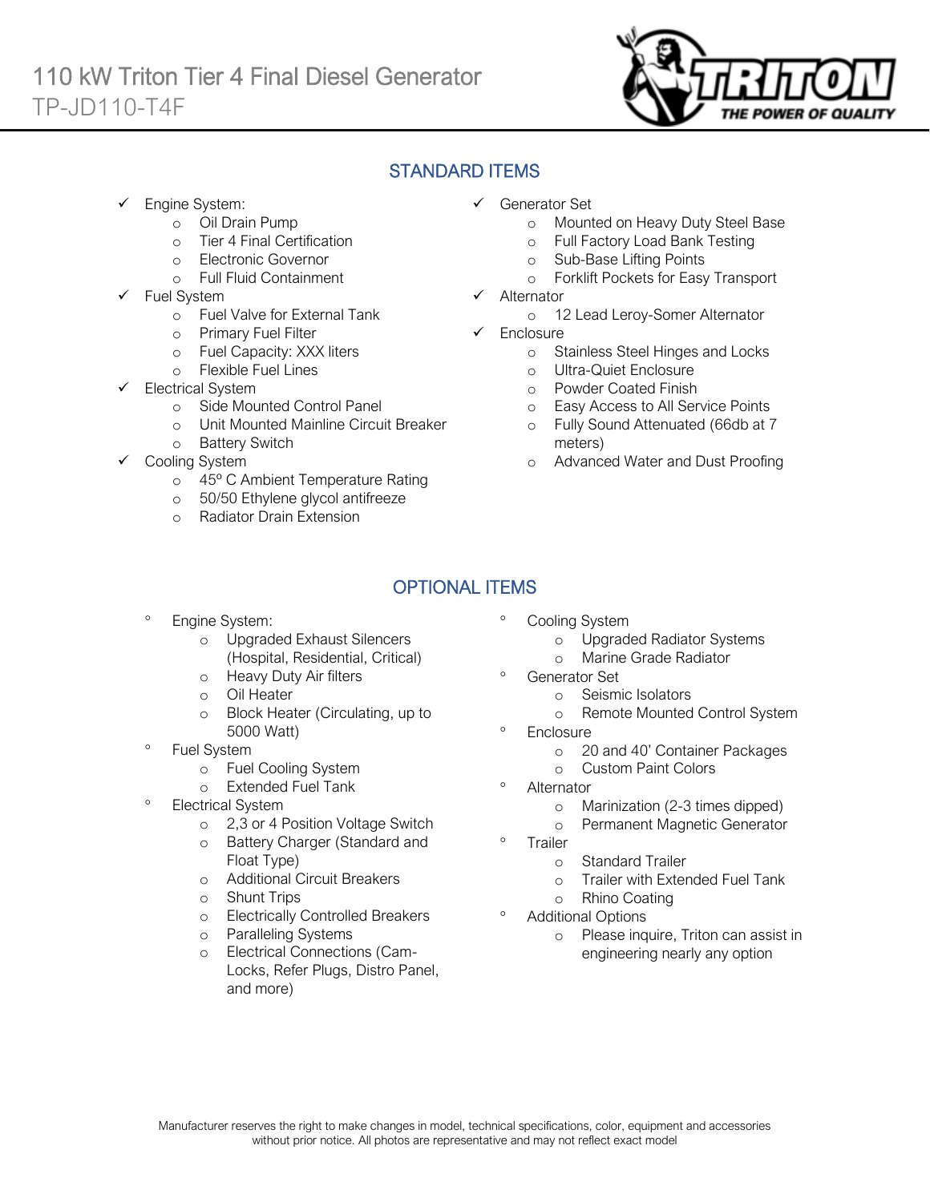# 110 kW Triton Tier 4 Final Diesel Generator

TP-JD110-T4F

## STANDARD ITEMS

- ✓ Engine System:
  - Oil Drain Pump
  - Tier 4 Final Certification
  - Electronic Governor
  - Full Fluid Containment
- ✓ Fuel System
  - Fuel Valve for External Tank
  - Primary Fuel Filter
  - Fuel Capacity: XXX liters
  - Flexible Fuel Lines
- ✓ Electrical System
  - Side Mounted Control Panel
  - Unit Mounted Mainline Circuit Breaker
  - Battery Switch
- ✓ Cooling System
  - 45º C Ambient Temperature Rating
  - 50/50 Ethylene glycol antifreeze
  - Radiator Drain Extension
- ✓ Generator Set
  - Mounted on Heavy Duty Steel Base
  - Full Factory Load Bank Testing
  - Sub-Base Lifting Points
  - Forklift Pockets for Easy Transport
- ✓ Alternator
  - 12 Lead Leroy-Somer Alternator
- ✓ Enclosure
  - Stainless Steel Hinges and Locks
  - Ultra-Quiet Enclosure
  - Powder Coated Finish
  - Easy Access to All Service Points
  - Fully Sound Attenuated (66db at 7 meters)
  - Advanced Water and Dust Proofing

## OPTIONAL ITEMS

- Engine System:
  - Upgraded Exhaust Silencers (Hospital, Residential, Critical)
  - Heavy Duty Air filters
  - Oil Heater
  - Block Heater (Circulating, up to 5000 Watt)
- Fuel System
  - Fuel Cooling System
  - Extended Fuel Tank
- Electrical System
  - 2,3 or 4 Position Voltage Switch
  - Battery Charger (Standard and Float Type)
  - Additional Circuit Breakers
  - Shunt Trips
  - Electrically Controlled Breakers
  - Paralleling Systems
  - Electrical Connections (Cam-Locks, Refer Plugs, Distro Panel, and more)
- Cooling System
  - Upgraded Radiator Systems
  - Marine Grade Radiator
- Generator Set
  - Seismic Isolators
  - Remote Mounted Control System
- Enclosure
  - 20 and 40' Container Packages
  - Custom Paint Colors
- Alternator
  - Marinization (2-3 times dipped)
  - Permanent Magnetic Generator
- Trailer
  - Standard Trailer
  - Trailer with Extended Fuel Tank
  - Rhino Coating
- Additional Options
  - Please inquire, Triton can assist in engineering nearly any option

Manufacturer reserves the right to make changes in model, technical specifications, color, equipment and accessories without prior notice. All photos are representative and may not reflect exact model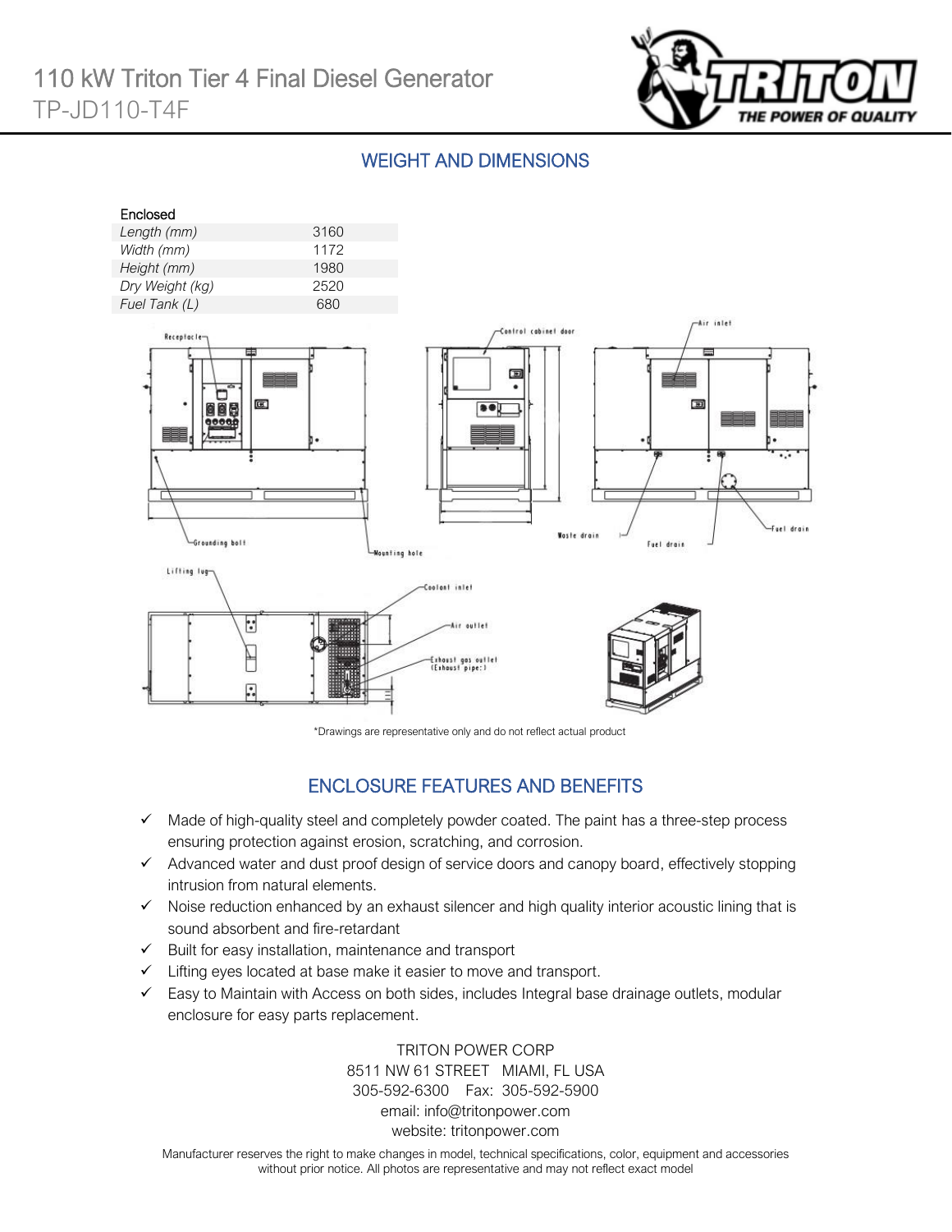# 110 kW Triton Tier 4 Final Diesel Generator
TP-JD110-T4F

## WEIGHT AND DIMENSIONS

| Enclosed | |
|---|---|
| *Length (mm)* | 3160 |
| *Width (mm)* | 1172 |
| *Height (mm)* | 1980 |
| *Dry Weight (kg)* | 2520 |
| *Fuel Tank (L)* | 680 |

Receptacle
Control cabinet door
Air inlet
Grounding bolt
Mounting hole
Waste drain
Fuel drain
Fuel drain
Lifting lug
Coolant inlet
Air outlet
Exhaust gas outlet (Exhaust pipe:)

*Drawings are representative only and do not reflect actual product

## ENCLOSURE FEATURES AND BENEFITS

- ✓ Made of high-quality steel and completely powder coated. The paint has a three-step process ensuring protection against erosion, scratching, and corrosion.
- ✓ Advanced water and dust proof design of service doors and canopy board, effectively stopping intrusion from natural elements.
- ✓ Noise reduction enhanced by an exhaust silencer and high quality interior acoustic lining that is sound absorbent and fire-retardant
- ✓ Built for easy installation, maintenance and transport
- ✓ Lifting eyes located at base make it easier to move and transport.
- ✓ Easy to Maintain with Access on both sides, includes Integral base drainage outlets, modular enclosure for easy parts replacement.

TRITON POWER CORP
8511 NW 61 STREET MIAMI, FL USA
305-592-6300 Fax: 305-592-5900
email: info@tritonpower.com
website: tritonpower.com

Manufacturer reserves the right to make changes in model, technical specifications, color, equipment and accessories without prior notice. All photos are representative and may not reflect exact model